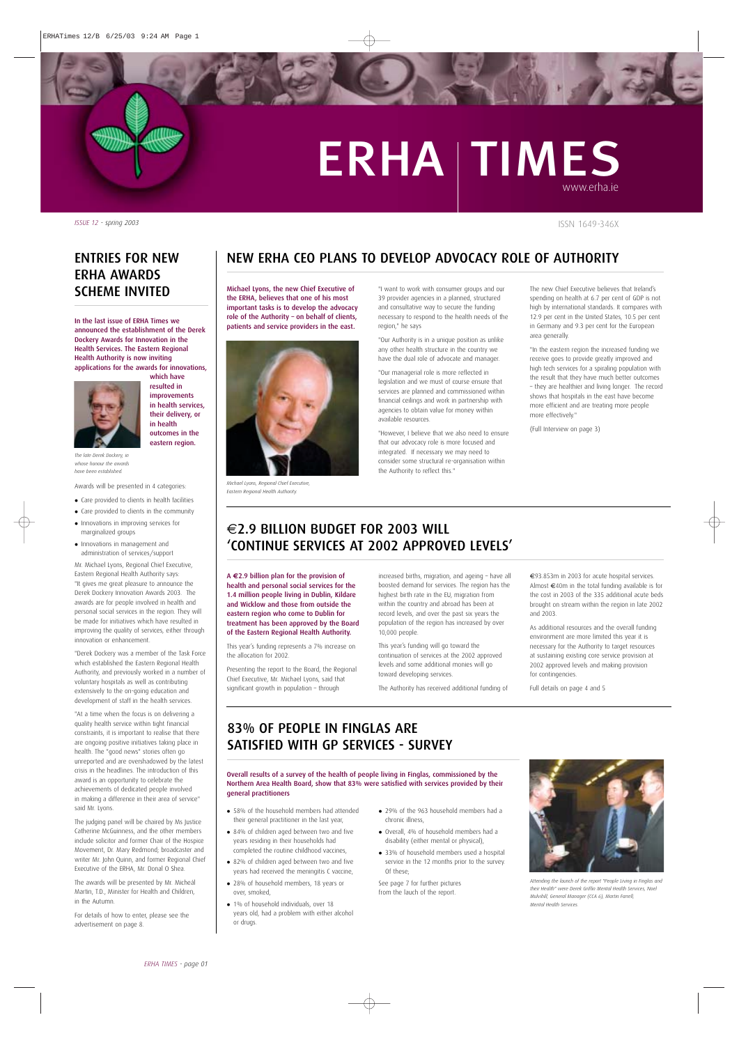# ERHA TIMES

www.erha.ie

*ISSUE 12 - spring 2003*

ISSN 1649-346X

## ENTRIES FOR NEW ERHA AWARDS SCHEME INVITED

**In the last issue of ERHA Times we announced the establishment of the Derek Dockery Awards for Innovation in the Health Services. The Eastern Regional Health Authority is now inviting applications for the awards for innovations, which have resulted in improvements in health services, their delivery, or in health outcomes in the eastern region.**

*The late Derek Dockery, in whose honour the awards have been established.*

Awards will be presented in 4 categories:

- Care provided to clients in health facilities
- Care provided to clients in the community
- Innovations in improving services for marginalized groups
- Innovations in management and administration of services/support

Mr. Michael Lyons, Regional Chief Executive, Eastern Regional Health Authority says: "It gives me great pleasure to announce the Derek Dockery Innovation Awards 2003. The awards are for people involved in health and personal social services in the region. They will be made for initiatives which have resulted in improving the quality of services, either through innovation or enhancement.

"Derek Dockery was a member of the Task Force which established the Eastern Regional Health Authority, and previously worked in a number of voluntary hospitals as well as contributing extensively to the on-going education and development of staff in the health services.

"At a time when the focus is on delivering a quality health service within tight financial constraints, it is important to realise that there are ongoing positive initiatives taking place in health. The "good news" stories often go unreported and are overshadowed by the latest crisis in the headlines. The introduction of this award is an opportunity to celebrate the achievements of dedicated people involved in making a difference in their area of service" said Mr. Lyons.

The judging panel will be chaired by Ms Justice Catherine McGuinness, and the other members include solicitor and former Chair of the Hospice Movement, Dr. Mary Redmond; broadcaster and writer Mr. John Quinn, and former Regional Chief Executive of the ERHA, Mr. Donal O Shea.

The awards will be presented by Mr. Micheál Martin, T.D., Minister for Health and Children, in the Autumn.

For details of how to enter, please see the advertisement on page 8.

## NEW ERHA CEO PLANS TO DEVELOP ADVOCACY ROLE OF AUTHORITY

**Michael Lyons, the new Chief Executive of the ERHA, believes that one of his most important tasks is to develop the advocacy role of the Authority – on behalf of clients, patients and service providers in the east.**

*Michael Lyons, Regional Chief Executive, Eastern Regional Health Authority.*

"I want to work with consumer groups and our 39 provider agencies in a planned, structured and consultative way to secure the funding necessary to respond to the health needs of the region," he says.

"Our Authority is in a unique position as unlike any other health structure in the country we have the dual role of advocate and manager.

"Our managerial role is more reflected in legislation and we must of course ensure that services are planned and commissioned within financial ceilings and work in partnership with agencies to obtain value for money within available resources.

"However, I believe that we also need to ensure that our advocacy role is more focused and integrated. If necessary we may need to consider some structural re-organisation within the Authority to reflect this."

The new Chief Executive believes that Ireland's spending on health at 6.7 per cent of GDP is not high by international standards. It compares with 12.9 per cent in the United States, 10.5 per cent in Germany and 9.3 per cent for the European area generally.

"In the eastern region the increased funding we receive goes to provide greatly improved and high tech services for a spiraling population with the result that they have much better outcomes – they are healthier and living longer. The record shows that hospitals in the east have become more efficient and are treating more people more effectively."

(Full Interview on page 3)

## €2.9 BILLION BUDGET FOR 2003 WILL 'CONTINUE SERVICES AT 2002 APPROVED LEVELS'

**A €2.9 billion plan for the provision of health and personal social services for the 1.4 million people living in Dublin, Kildare and Wicklow and those from outside the eastern region who come to Dublin for treatment has been approved by the Board of the Eastern Regional Health Authority.**

This year's funding represents a 7% increase on the allocation for 2002.

Presenting the report to the Board, the Regional Chief Executive, Mr. Michael Lyons, said that significant growth in population – through increased births, migration, and ageing – have all boosted demand for services. The region has the highest birth rate in the EU, migration from within the country and abroad has been at record levels, and over the past six years the population of the region has increased by over 10,000 people.

This year's funding will go toward the continuation of services at the 2002 approved levels and some additional monies will go toward developing services.

The Authority has received additional funding of €93.853m in 2003 for acute hospital services. Almost €40m in the total funding available is for the cost in 2003 of the 335 additional acute beds brought on stream within the region in late 2002 and 2003.

As additional resources and the overall funding environment are more limited this year it is necessary for the Authority to target resources at sustaining existing core service provision at 2002 approved levels and making provision for contingencies.

Full details on page 4 and 5

## 83% OF PEOPLE IN FINGLAS ARE SATISFIED WITH GP SERVICES - SURVEY

**Overall results of a survey of the health of people living in Finglas, commissioned by the Northern Area Health Board, show that 83% were satisfied with services provided by their general practitioners**

- 58% of the household members had attended their general practitioner in the last year,
- 84% of children aged between two and five years residing in their households had completed the routine childhood vaccines,
- 82% of children aged between two and five years had received the meningitis C vaccine,
- 28% of household members, 18 years or over, smoked,
- 1% of household individuals, over 18 years old, had a problem with either alcohol or drugs.
- 29% of the 963 household members had a chronic illness,
- Overall, 4% of household members had a disability (either mental or physical),
- 33% of household members used a hospital service in the 12 months prior to the survey. Of these;

See page 7 for further pictures from the lauch of the report.

*Attending the launch of the report "People Living in Finglas and their Health" were Derek Griffin Mental Health Services, Noel Mulvihill, General Manager (CCA 6), Martin Farrell, Mental Health Services.*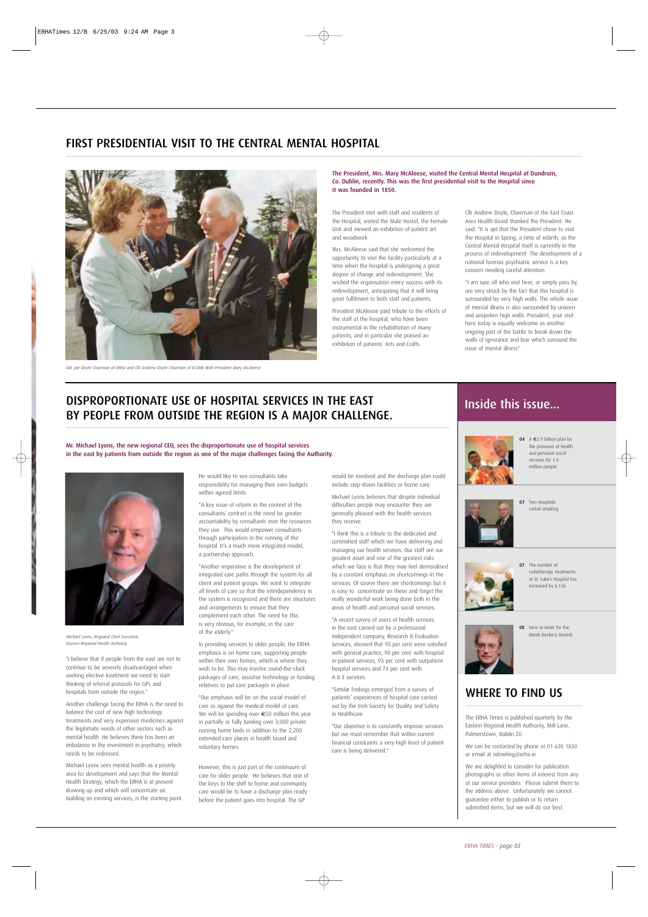## FIRST PRESIDENTIAL VISIT TO THE CENTRAL MENTAL HOSPITAL

*Ald. Joe Doyle Chairman of ERHA and Cllr Andrew Doyle Chairman of ECAHB With President Mary McAleese*

**The President, Mrs. Mary McAleese, visited the Central Mental Hospital at Dundrum, Co. Dublin, recently. This was the first presidential visit to the Hospital since it was founded in 1850.**

The President met with staff and residents of the Hospital, visited the Male Hostel, the Female Unit and viewed an exhibition of patient art and woodwork.

Mrs. McAleese said that she welcomed the opportunity to visit the facility particularly at a time when the hospital is undergoing a great degree of change and redevelopment. She wished the organisation every success with its redevelopment, anticipating that it will bring great fulfilment to both staff and patients.

President McAleese paid tribute to the efforts of the staff of the hospital, who have been instrumental in the rehabilitation of many patients, and in particular she praised an exhibition of patients' Arts and Crafts.

Cllr Andrew Doyle, Chairman of the East Coast Area Health Board thanked the President. He said: "It is apt that the President chose to visit the Hospital in Spring, a time of rebirth, as the Central Mental Hospital itself is currently in the process of redevelopment. The development of a national forensic psychiatric service is a key concern needing careful attention.

"I am sure all who visit here, or simply pass by, are very struck by the fact that this hospital is surrounded by very high walls. The whole issue of mental illness is also surrounded by unseen and unspoken high walls. President, your visit here today is equally welcome as another ongoing part of the battle to break down the walls of ignorance and fear which surround the issue of mental illness".

## DISPROPORTIONATE USE OF HOSPITAL SERVICES IN THE EAST BY PEOPLE FROM OUTSIDE THE REGION IS A MAJOR CHALLENGE.

**Mr. Michael Lyons, the new regional CEO, sees the disproportionate use of hospital services in the east by patients from outside the region as one of the major challenges facing the Authority.**

*Michael Lyons, Regional Chief Executive, Eastern Regional Health Authority*

"I believe that if people from the east are not to continue to be severely disadvantaged when seeking elective treatment we need to start thinking of referral protocols for GPs and hospitals from outside the region."

Another challenge facing the ERHA is the need to balance the cost of new high technology treatments and very expensive medicines against the legitimate needs of other sectors such as mental health. He believes there has been an imbalance in the investment in psychiatry, which needs to be redressed.

Michael Lyons sees mental health as a priority area for development and says that the Mental Health Strategy, which the ERHA is at present drawing up and which will concentrate on building on existing services, is the starting point.

He would like to see consultants take responsibility for managing their own budgets within agreed limits.

"A key issue of reform in the context of the consultants' contract is the need for greater accountability by consultants over the resources they use. This would empower consultants through participation in the running of the hospital. It's a much more integrated model, a partnership approach.

"Another imperative is the development of integrated care paths through the system for all client and patient groups. We want to integrate all levels of care so that the interdependency in the system is recognized and there are structures and arrangements to ensure that they complement each other. The need for this is very obvious, for example, in the care of the elderly."

In providing services to older people, the ERHA emphasis is on home care, supporting people within their own homes, which is where they wish to be. This may involve round-the-clock packages of care, assistive technology or funding relatives to put care packages in place.

"Our emphasis will be on the social model of care as against the medical model of care. We will be spending over €50 million this year in partially or fully funding over 3,000 private nursing home beds in addition to the 2,200 extended care places in health board and voluntary homes.

However, this is just part of the continuum of care for older people. He believes that one of the keys to the shift to home and community care would be to have a discharge plan ready before the patient goes into hospital. The GP would be involved and the discharge plan could include step-down facilities or home care.

Michael Lyons believes that despite individual difficulties people may encounter they are generally pleased with the health services they receive.

"I think this is a tribute to the dedicated and committed staff which we have delivering and managing our health services. Our staff are our greatest asset and one of the greatest risks which we face is that they may feel demoralised by a constant emphasis on shortcomings in the services. Of course there are shortcomings but it is easy to concentrate on these and forget the really wonderful work being done both in the areas of health and personal social services.

"A recent survey of users of health services in the east carried out by a professional independent company, Research & Evaluation Services, showed that 95 per cent were satisfied with general practice, 90 per cent with hospital in-patient services, 93 per cent with outpatient hospital services and 74 per cent with A & E services.

"Similar findings emerged from a survey of patients' experiences of hospital care carried out by the Irish Society for Quality and Safety in Healthcare

"Our objective is to constantly improve services but we must remember that within current financial constraints a very high level of patient care is being delivered."

## Inside this issue...

- **04** A €2.9 billion plan for the provision of health and personal social services for 1.4 million people
- **07** Two Hospitals curtail smoking
- **07** The number of radiotherapy treatments at St. Luke's Hospital has increased by 6,136
- **08** How to enter for the Derek Dockery Awards

## WHERE TO FIND US

The ERHA Times is published quarterly by the Eastern Regional Health Authority, Mill Lane, Palmerstown, Dublin 20.

We can be contacted by phone at 01 620 1830 or email at ndowling@erha.ie

We are delighted to consider for publication photographs or other items of interest from any of our service providers. Please submit them to the address above. Unfortunately we cannot guarantee either to publish or to return submitted items, but we will do our best.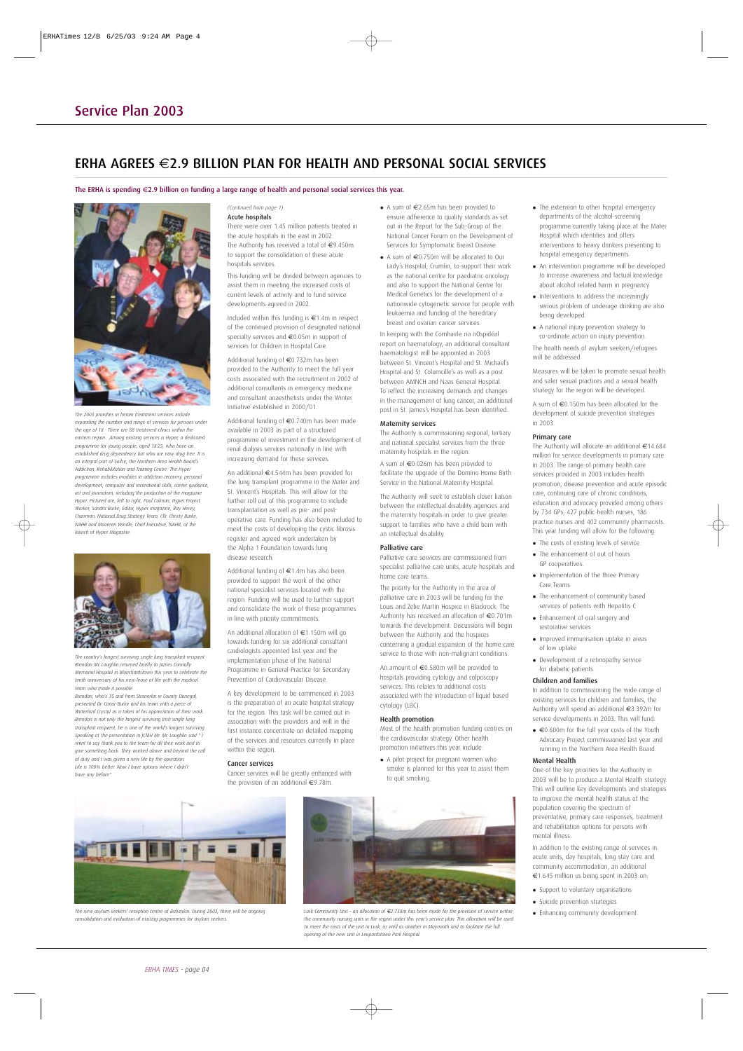## Service Plan 2003

# ERHA AGREES €2.9 BILLION PLAN FOR HEALTH AND PERSONAL SOCIAL SERVICES

**The ERHA is spending €2.9 billion on funding a large range of health and personal social services this year.**

*The 2003 priorities in heroin treatment services include expanding the number and range of services for persons under the age of 18. There are 68 treatment clinics within the eastern region. Among existing services is Hyper, a dedicated programme for young people, aged 18-25, who have an established drug dependency but who are now drug free. It is an integral part of Soilse, the Northern Area Health Board's Addiction, Rehabilitation and Training Centre. The Hyper programme includes modules in addiction recovery, personal development, computer and recreational skills, career guidance, art and journalism, including the production of the magazine Hyper. Pictured are, left to right, Paul Colman, Hyper Project Worker, Sandra Burke, Editor, Hyper magazine, Roy Henry, Chairman, National Drug Strategy Team, Cllr. Christy Burke, NAHB and Maureen Windle, Chief Executive, NAHB, at the launch of Hyper Magazine.*

*The country's longest surviving single lung transplant recipient Brendan Mc Loughlin returned briefly to James Connolly Memorial Hospital in Blanchardstown this year to celebrate the tenth anniversary of his new lease of life with the medical team who made it possible.*

*Brendan, who's 35 and from Stranorlar in County Donegal, presented Dr. Conor Burke and his team with a piece of Waterford Crystal as a token of his appreciation of their work. Brendan is not only the longest surviving Irish single lung transplant recipient, he is one of the world's longest surviving. Speaking at the presentation in JCMH Mr. Mc Loughlin said " I want to say thank you to the team for all their work and to give something back. They worked above and beyond the call of duty and I was given a new life by the operation. Life is 100% better. Now I have options where I didn't have any before".*

*(Continued from page 1)*

### Acute hospitals

There were over 1.45 million patients treated in the acute hospitals in the east in 2002. The Authority has received a total of €9.450m to support the consolidation of these acute hospitals services.

This funding will be divided between agencies to assist them in meeting the increased costs of current levels of activity and to fund service developments agreed in 2002.

Included within this funding is €1.4m in respect of the continued provision of designated national specialty services and €0.05m in support of services for Children in Hospital Care.

Additional funding of €0.732m has been provided to the Authority to meet the full year costs associated with the recruitment in 2002 of additional consultants in emergency medicine and consultant anaesthetists under the Winter Initiative established in 2000/01.

Additional funding of €0.740m has been made available in 2003 as part of a structured programme of investment in the development of renal dialysis services nationally in line with increasing demand for these services.

An additional €4.544m has been provided for the lung transplant programme in the Mater and St. Vincent's Hospitals. This will allow for the further roll out of this programme to include transplantation as well as pre- and post-operative care. Funding has also been included to meet the costs of developing the cystic fibrosis register and agreed work undertaken by the Alpha 1 Foundation towards lung disease research.

Additional funding of €1.4m has also been provided to support the work of the other national specialist services located with the region. Funding will be used to further support and consolidate the work of these programmes in line with priority commitments.

An additional allocation of €1.150m will go towards funding for six additional consultant cardiologists appointed last year and the implementation phase of the National Programme in General Practice for Secondary Prevention of Cardiovascular Disease.

A key development to be commenced in 2003 is the preparation of an acute hospital strategy for the region. This task will be carried out in association with the providers and will in the first instance concentrate on detailed mapping of the services and resources currently in place within the region.

### Cancer services

Cancer services will be greatly enhanced with the provision of an additional €9.78m.

- A sum of €2.65m has been provided to ensure adherence to quality standards as set out in the Report for the Sub-Group of the National Cancer Forum on the Development of Services for Symptomatic Breast Disease.
- A sum of €0.750m will be allocated to Our Lady's Hospital, Crumlin, to support their work as the national centre for paediatric oncology and also to support the National Centre for Medical Genetics for the development of a nationwide cytogenetic service for people with leukaemia and funding of the hereditary breast and ovarian cancer services.

In keeping with the Comhairle na nOspidéal report on haematology, an additional consultant haematologist will be appointed in 2003 between St. Vincent's Hospital and St. Michael's Hospital and St. Columcille's as well as a post between AMNCH and Naas General Hospital. To reflect the increasing demands and changes in the management of lung cancer, an additional post in St. James's Hospital has been identified.

### Maternity services

The Authority is commissioning regional, tertiary and national specialist services from the three maternity hospitals in the region.

A sum of €0.026m has been provided to facilitate the upgrade of the Domino Home Birth Service in the National Maternity Hospital.

The Authority will seek to establish closer liaison between the intellectual disability agencies and the maternity hospitals in order to give greater support to families who have a child born with an intellectual disability.

### Palliative care

Palliative care services are commissioned from specialist palliative care units, acute hospitals and home care teams.

The priority for the Authority in the area of palliative care in 2003 will be funding for the Louis and Zelie Martin Hospice in Blackrock. The Authority has received an allocation of €0.701m towards the development. Discussions will begin between the Authority and the hospices concerning a gradual expansion of the home care service to those with non-malignant conditions.

An amount of €0.580m will be provided to hospitals providing cytology and colposcopy services. This relates to additional costs associated with the introduction of liquid based cytology (LBC).

### Health promotion

Most of the health promotion funding centres on the cardiovascular strategy. Other health promotion initiatives this year include:

- A pilot project for pregnant women who smoke is planned for this year to assist them to quit smoking.
- The extension to other hospital emergency departments of the alcohol-screening programme currently taking place at the Mater Hospital which identifies and offers interventions to heavy drinkers presenting to hospital emergency departments.
- An intervention programme will be developed to increase awareness and factual knowledge about alcohol related harm in pregnancy.
- Interventions to address the increasingly serious problem of underage drinking are also being developed.
- A national injury prevention strategy to co-ordinate action on injury prevention.

The health needs of asylum seekers/refugees will be addressed

Measures will be taken to promote sexual health and safer sexual practices and a sexual health strategy for the region will be developed.

A sum of €0.150m has been allocated for the development of suicide prevention strategies in 2003.

### Primary care

The Authority will allocate an additional €14.684 million for service developments in primary care in 2003. The range of primary health care services provided in 2003 includes health promotion, disease prevention and acute episodic care, continuing care of chronic conditions, education and advocacy provided among others by 734 GPs, 427 public health nurses, 186 practice nurses and 402 community pharmacists. This year funding will allow for the following:

- The costs of existing levels of service.
- The enhancement of out of hours GP cooperatives.
- Implementation of the three Primary Care Teams
- The enhancement of community based services of patients with Hepatitis C
- Enhancement of oral surgery and restorative services
- Improved immunisation uptake in areas of low uptake
- Development of a retinopathy service for diabetic patients.

### Children and families

In addition to commissioning the wide range of existing services for children and families, the Authority will spend an additional €3.392m for service developments in 2003. This will fund:

- €0.600m for the full year costs of the Youth Advocacy Project commissioned last year and running in the Northern Area Health Board.

### Mental Health

One of the key priorities for the Authority in 2003 will be to produce a Mental Health strategy. This will outline key developments and strategies to improve the mental health status of the population covering the spectrum of preventative, primary care responses, treatment and rehabilitation options for persons with mental illness.

In addition to the existing range of services in acute units, day hospitals, long stay care and community accommodation, an additional €1.645 million us being spent in 2003 on:

- Support to voluntary organisations
- Suicide prevention strategies
- Enhancing community development.

*The new asylum seekers' reception centre at Balseskin. During 2003, there will be ongoing consolidation and evaluation of existing programmes for asylum seekers.*

*Lusk Community Unit – an allocation of €2.738m has been made for the provision of service within the community nursing units in the region under this year's service plan. This allocation will be used to meet the costs of the unit in Lusk, as well as another in Maynooth and to facilitate the full opening of the new unit in Leopardstown Park Hospital.*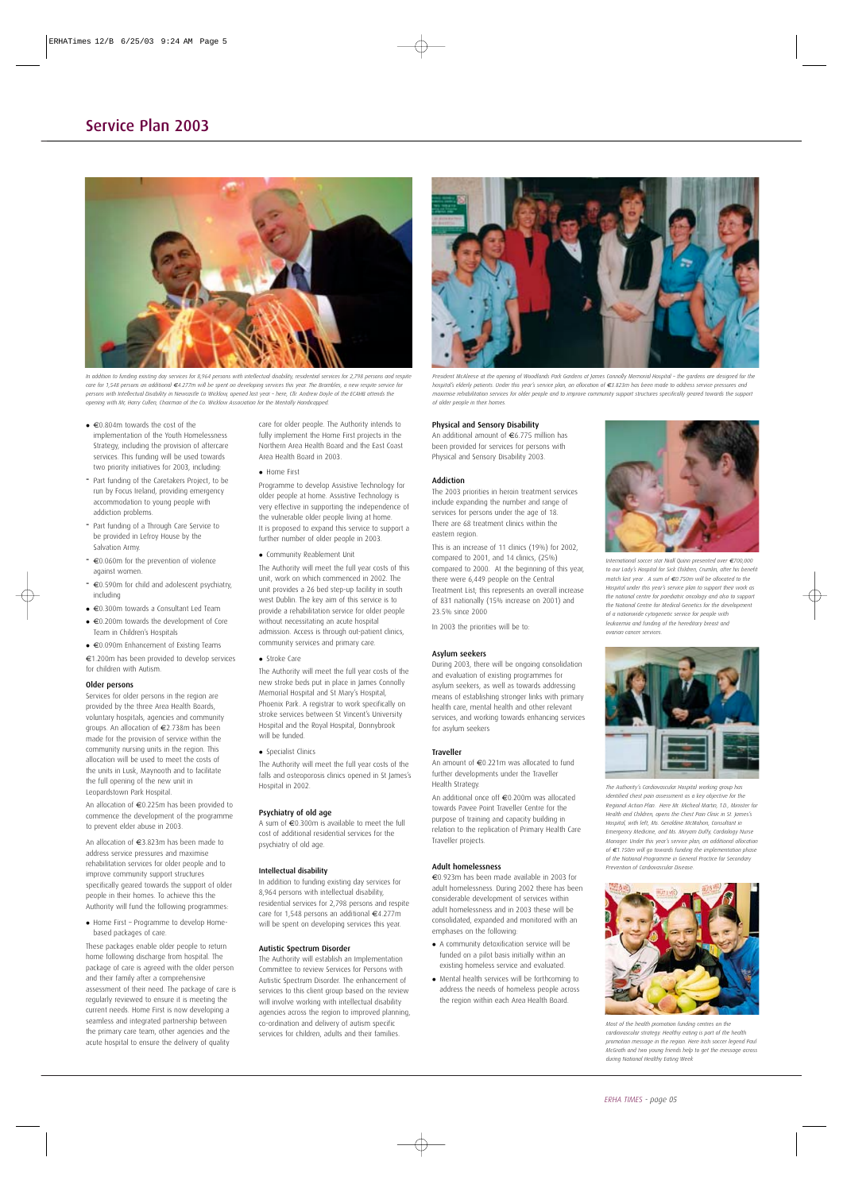# Service Plan 2003

*In addition to funding existing day services for 8,964 persons with intellectual disability, residential services for 2,798 persons and respite care for 1,548 persons an additional €4.277m will be spent on developing services this year. The Brambles, a new respite service for persons with Intellectual Disability in Newcastle Co Wicklow, opened last year – here, Cllr. Andrew Doyle of the ECAHB attends the opening with Mr, Harry Cullen, Chairman of the Co. Wicklow Association for the Mentally Handicapped.*

*President McAleese at the opening of Woodlands Park Gardens at James Connolly Memorial Hospital – the gardens are designed for the hospital's elderly patients. Under this year's service plan, an allocation of €3.823m has been made to address service pressures and maximise rehabilitation services for older people and to improve community support structures specifically geared towards the support of older people in their homes.*

- €0.804m towards the cost of the implementation of the Youth Homelessness Strategy, including the provision of aftercare services. This funding will be used towards two priority initiatives for 2003, including:
  - Part funding of the Caretakers Project, to be run by Focus Ireland, providing emergency accommodation to young people with addiction problems.
  - Part funding of a Through Care Service to be provided in Lefroy House by the Salvation Army.
  - €0.060m for the prevention of violence against women.
  - €0.590m for child and adolescent psychiatry, including
- €0.300m towards a Consultant Led Team
- €0.200m towards the development of Core Team in Children's Hospitals
- €0.090m Enhancement of Existing Teams

€1.200m has been provided to develop services for children with Autism.

### Older persons

Services for older persons in the region are provided by the three Area Health Boards, voluntary hospitals, agencies and community groups. An allocation of €2.738m has been made for the provision of service within the community nursing units in the region. This allocation will be used to meet the costs of the units in Lusk, Maynooth and to facilitate the full opening of the new unit in Leopardstown Park Hospital.

An allocation of €0.225m has been provided to commence the development of the programme to prevent elder abuse in 2003.

An allocation of €3.823m has been made to address service pressures and maximise rehabilitation services for older people and to improve community support structures specifically geared towards the support of older people in their homes. To achieve this the Authority will fund the following programmes:

- Home First – Programme to develop Home-based packages of care.

These packages enable older people to return home following discharge from hospital. The package of care is agreed with the older person and their family after a comprehensive assessment of their need. The package of care is regularly reviewed to ensure it is meeting the current needs. Home First is now developing a seamless and integrated partnership between the primary care team, other agencies and the acute hospital to ensure the delivery of quality care for older people. The Authority intends to fully implement the Home First projects in the Northern Area Health Board and the East Coast Area Health Board in 2003.

- Home First

Programme to develop Assistive Technology for older people at home. Assistive Technology is very effective in supporting the independence of the vulnerable older people living at home. It is proposed to expand this service to support a further number of older people in 2003.

- Community Reablement Unit

The Authority will meet the full year costs of this unit, work on which commenced in 2002. The unit provides a 26 bed step-up facility in south west Dublin. The key aim of this service is to provide a rehabilitation service for older people without necessitating an acute hospital admission. Access is through out-patient clinics, community services and primary care.

- Stroke Care

The Authority will meet the full year costs of the new stroke beds put in place in James Connolly Memorial Hospital and St Mary's Hospital, Phoenix Park. A registrar to work specifically on stroke services between St Vincent's University Hospital and the Royal Hospital, Donnybrook will be funded.

- Specialist Clinics

The Authority will meet the full year costs of the falls and osteoporosis clinics opened in St James's Hospital in 2002.

### Psychiatry of old age

A sum of €0.300m is available to meet the full cost of additional residential services for the psychiatry of old age.

### Intellectual disability

In addition to funding existing day services for 8,964 persons with intellectual disability, residential services for 2,798 persons and respite care for 1,548 persons an additional €4.277m will be spent on developing services this year.

### Autistic Spectrum Disorder

The Authority will establish an Implementation Committee to review Services for Persons with Autistic Spectrum Disorder. The enhancement of services to this client group based on the review will involve working with intellectual disability agencies across the region to improved planning, co-ordination and delivery of autism specific services for children, adults and their families.

### Physical and Sensory Disability

An additional amount of €6.775 million has been provided for services for persons with Physical and Sensory Disability 2003.

### Addiction

The 2003 priorities in heroin treatment services include expanding the number and range of services for persons under the age of 18. There are 68 treatment clinics within the eastern region.

This is an increase of 11 clinics (19%) for 2002, compared to 2001, and 14 clinics, (25%) compared to 2000. At the beginning of this year, there were 6,449 people on the Central Treatment List; this represents an overall increase of 831 nationally (15% increase on 2001) and 23.5% since 2000

In 2003 the priorities will be to:

### Asylum seekers

During 2003, there will be ongoing consolidation and evaluation of existing programmes for asylum seekers, as well as towards addressing means of establishing stronger links with primary health care, mental health and other relevant services, and working towards enhancing services for asylum seekers

### Traveller

An amount of €0.221m was allocated to fund further developments under the Traveller Health Strategy.

An additional once off €0.200m was allocated towards Pavee Point Traveller Centre for the purpose of training and capacity building in relation to the replication of Primary Health Care Traveller projects.

### Adult homelessness

€0.923m has been made available in 2003 for adult homelessness. During 2002 there has been considerable development of services within adult homelessness and in 2003 these will be consolidated, expanded and monitored with an emphases on the following:

- A community detoxification service will be funded on a pilot basis initially within an existing homeless service and evaluated.
- Mental health services will be forthcoming to address the needs of homeless people across the region within each Area Health Board.

*International soccer star Niall Quinn presented over €700,000 to our Lady's Hospital for Sick Children, Crumlin, after his benefit match last year. A sum of €0.750m will be allocated to the Hospital under this year's service plan to support their work as the national centre for paediatric oncology and also to support the National Centre for Medical Genetics for the development of a nationwide cytogenetic service for people with leukaemia and funding of the hereditary breast and ovarian cancer services.*

*The Authority's Cardiovascular Hospital working group has identified chest pain assessment as a key objective for the Regional Action Plan. Here Mr. Micheal Martin, T.D., Minister for Health and Children, opens the Chest Pain Clinic in St. James's Hospital, with left, Ms. Geraldine McMahon, Consultant in Emergency Medicine, and Ms. Miryam Duffy, Cardiology Nurse Manager. Under this year's service plan, an additional allocation of €1.150m will go towards funding the implementation phase of the National Programme in General Practice for Secondary Prevention of Cardiovascular Disease.*

*Most of the health promotion funding centres on the cardiovascular strategy. Healthy eating is part of the health promotion message in the region. Here Irish soccer legend Paul McGrath and two young friends help to get the message across during National Healthy Eating Week*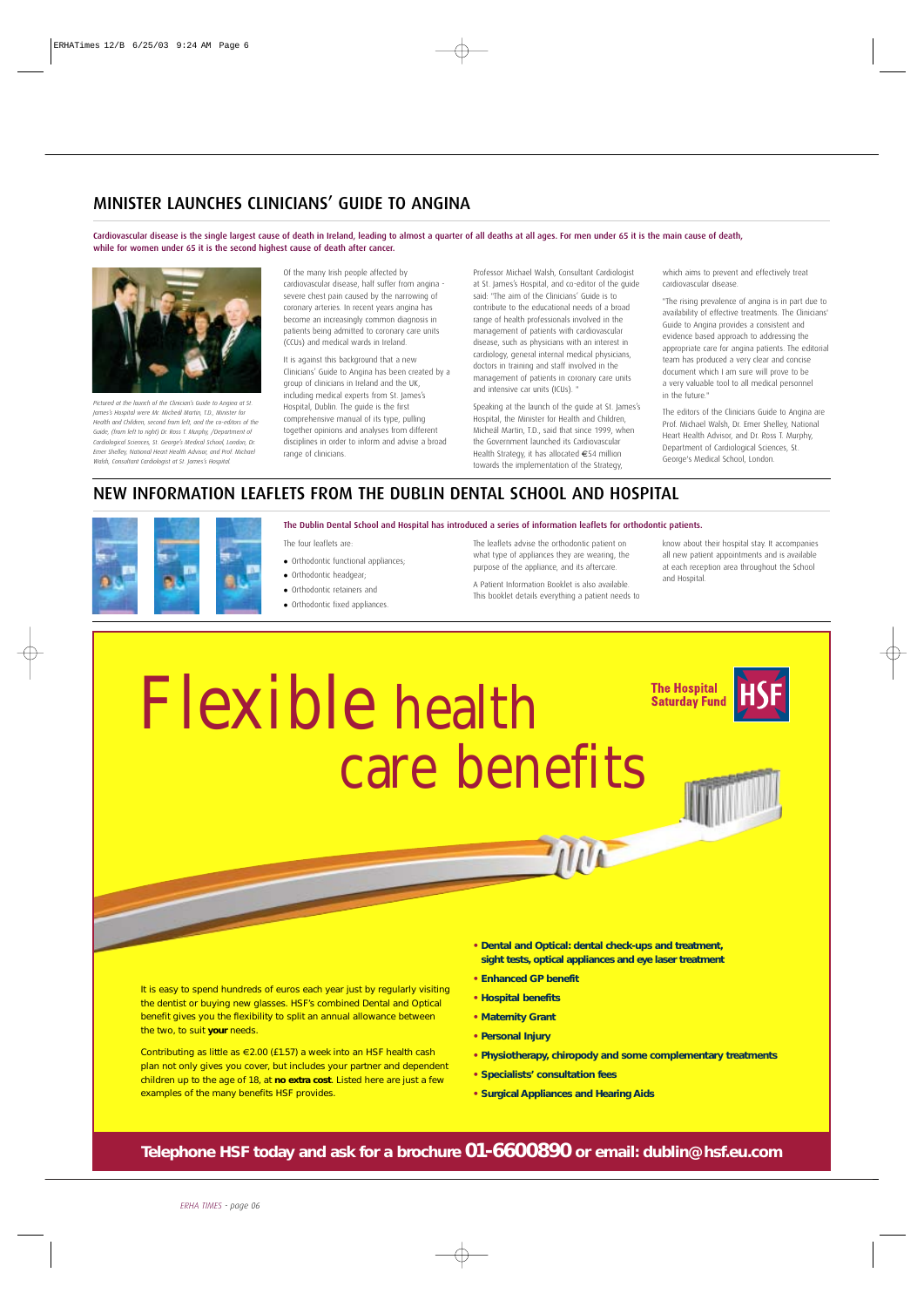## MINISTER LAUNCHES CLINICIANS' GUIDE TO ANGINA

**Cardiovascular disease is the single largest cause of death in Ireland, leading to almost a quarter of all deaths at all ages. For men under 65 it is the main cause of death, while for women under 65 it is the second highest cause of death after cancer.**

*Pictured at the launch of the Clinician's Guide to Angina at St. James's Hospital were Mr. Micheál Martin, T.D., Minister for Health and Children, second from left, and the co-editors of the Guide, (from left to right) Dr. Ross T. Murphy, /Department of Cardiological Sciences, St. George's Medical School, London; Dr. Emer Shelley, National Heart Health Advisor, and Prof. Michael Walsh, Consultant Cardiologist at St. James's Hospital.*

Of the many Irish people affected by cardiovascular disease, half suffer from angina - severe chest pain caused by the narrowing of coronary arteries. In recent years angina has become an increasingly common diagnosis in patients being admitted to coronary care units (CCUs) and medical wards in Ireland.

It is against this background that a new Clinicians' Guide to Angina has been created by a group of clinicians in Ireland and the UK, including medical experts from St. James's Hospital, Dublin. The guide is the first comprehensive manual of its type, pulling together opinions and analyses from different disciplines in order to inform and advise a broad range of clinicians.

Professor Michael Walsh, Consultant Cardiologist at St. James's Hospital, and co-editor of the guide said: "The aim of the Clinicians' Guide is to contribute to the educational needs of a broad range of health professionals involved in the management of patients with cardiovascular disease, such as physicians with an interest in cardiology, general internal medical physicians, doctors in training and staff involved in the management of patients in coronary care units and intensive car units (ICUs). "

Speaking at the launch of the guide at St. James's Hospital, the Minister for Health and Children, Micheál Martin, T.D., said that since 1999, when the Government launched its Cardiovascular Health Strategy, it has allocated €54 million towards the implementation of the Strategy, which aims to prevent and effectively treat cardiovascular disease.

"The rising prevalence of angina is in part due to availability of effective treatments. The Clinicians' Guide to Angina provides a consistent and evidence based approach to addressing the appropriate care for angina patients. The editorial team has produced a very clear and concise document which I am sure will prove to be a very valuable tool to all medical personnel in the future."

The editors of the Clinicians Guide to Angina are Prof. Michael Walsh, Dr. Emer Shelley, National Heart Health Advisor, and Dr. Ross T. Murphy, Department of Cardiological Sciences, St. George's Medical School, London.

## NEW INFORMATION LEAFLETS FROM THE DUBLIN DENTAL SCHOOL AND HOSPITAL

**The Dublin Dental School and Hospital has introduced a series of information leaflets for orthodontic patients.**

The four leaflets are:

- Orthodontic functional appliances;
- Orthodontic headgear;
- Orthodontic retainers and
- Orthodontic fixed appliances.

The leaflets advise the orthodontic patient on what type of appliances they are wearing, the purpose of the appliance, and its aftercare.

A Patient Information Booklet is also available. This booklet details everything a patient needs to know about their hospital stay. It accompanies all new patient appointments and is available at each reception area throughout the School and Hospital.

# Flexible health care benefits

**The Hospital Saturday Fund** HSF

It is easy to spend hundreds of euros each year just by regularly visiting the dentist or buying new glasses. HSF's combined Dental and Optical benefit gives you the flexibility to split an annual allowance between the two, to suit **your** needs.

Contributing as little as €2.00 (£1.57) a week into an HSF health cash plan not only gives you cover, but includes your partner and dependent children up to the age of 18, at **no extra cost**. Listed here are just a few examples of the many benefits HSF provides.

- **Dental and Optical: dental check-ups and treatment, sight tests, optical appliances and eye laser treatment**
- **Enhanced GP benefit**
- **Hospital benefits**
- **Maternity Grant**
- **Personal Injury**
- **Physiotherapy, chiropody and some complementary treatments**
- **Specialists' consultation fees**
- **Surgical Appliances and Hearing Aids**

**Telephone HSF today and ask for a brochure 01-6600890 or email: dublin@hsf.eu.com**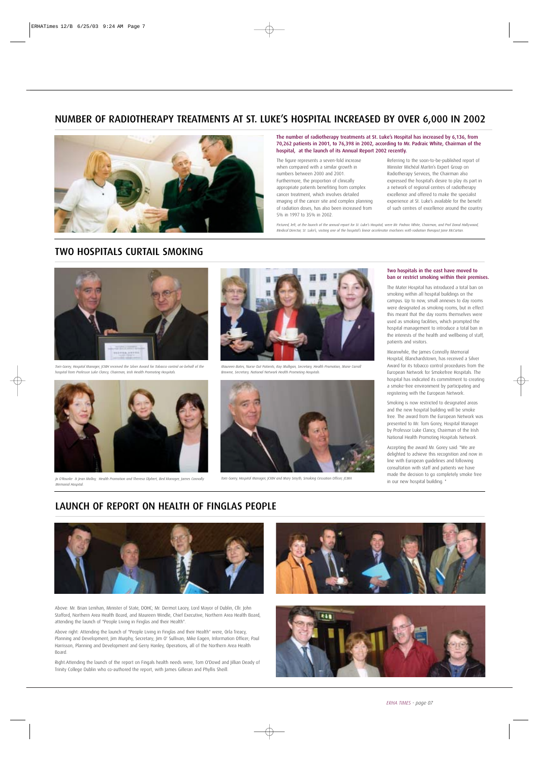## NUMBER OF RADIOTHERAPY TREATMENTS AT ST. LUKE'S HOSPITAL INCREASED BY OVER 6,000 IN 2002

**The number of radiotherapy treatments at St. Luke's Hospital has increased by 6,136, from 70,262 patients in 2001, to 76,398 in 2002, according to Mr. Padraic White, Chairman of the hospital, at the launch of its Annual Report 2002 recently.**

The figure represents a seven-fold increase when compared with a similar growth in numbers between 2000 and 2001. Furthermore, the proportion of clinically appropriate patients benefiting from complex cancer treatment, which involves detailed imaging of the cancer site and complex planning of radiation doses, has also been increased from 5% in 1997 to 35% in 2002.

Referring to the soon-to-be-published report of Minister Micheál Martin's Expert Group on Radiotherapy Services, the Chairman also expressed the hospital's desire to play its part in a network of regional centres of radiotherapy excellence and offered to make the specialist experience at St. Luke's available for the benefit of such centres of excellence around the country.

*Pictured, left, at the launch of the annual report for St. Luke's Hospital, were Mr. Padraic White, Chairman, and Prof Donal Hollywood, Medical Director, St. Luke's, visiting one of the hospital's linear accelerator machines with radiation therapist Jane McCartan.*

## TWO HOSPITALS CURTAIL SMOKING

*Tom Gorey, Hospital Manager, JCMH received the Silver Award for Tobacco control on behalf of the hospital from Professor Luke Clancy, Chairman, Irish Health Promoting Hospitals.*

*Maureen Bates, Nurse Out Patients, Kay Mulligan, Secretary, Health Promotion, Marie Carroll Browne, Secretary, National Network Health Promoting Hospitals.*

*Jo O'Rourke & Jean Malloy, Health Promotion and Theresa Olphert, Bed Manager, James Connolly Memorial Hospital.*

*Tom Gorey, Hospital Manager, JCMH and Mary Smyth, Smoking Cessation Officer, JCMH.*

**Two hospitals in the east have moved to ban or restrict smoking within their premises.**

The Mater Hospital has introduced a total ban on smoking within all hospital buildings on the campus. Up to now, small annexes to day rooms were designated as smoking rooms, but in effect this meant that the day rooms themselves were used as smoking facilities, which prompted the hospital management to introduce a total ban in the interests of the health and wellbeing of staff, patients and visitors.

Meanwhile, the James Connolly Memorial Hospital, Blanchardstown, has received a Silver Award for its tobacco control procedures from the European Network for Smokefree Hospitals. The hospital has indicated its commitment to creating a smoke-free environment by participating and registering with the European Network.

Smoking is now restricted to designated areas and the new hospital building will be smoke free. The award from the European Network was presented to Mr. Tom Gorey, Hospital Manager by Professor Luke Clancy, Chairman of the Irish National Health Promoting Hospitals Network.

Accepting the award Mr. Gorey said: "We are delighted to achieve this recognition and now in line with European guidelines and following consultation with staff and patients we have made the decision to go completely smoke free in our new hospital building. "

## LAUNCH OF REPORT ON HEALTH OF FINGLAS PEOPLE

Above: Mr. Brian Lenihan, Minister of State, DOHC; Mr. Dermot Lacey, Lord Mayor of Dublin, Cllr. John Stafford, Northern Area Health Board, and Maureen Windle, Chief Executive, Northern Area Health Board, attending the launch of "People Living in Finglas and their Health".

Above right: Attending the launch of "People Living in Finglas and their Health" were, Orla Treacy, Planning and Development; Jim Murphy, Secretary; Jim O' Sullivan; Mike Eagen, Information Officer; Paul Harrisson, Planning and Development and Gerry Hanley, Operations, all of the Northern Area Health Board.

Right:Attending the launch of the report on Fingals health needs were, Tom O'Dowd and Jillian Deady of Trinity College Dublin who co-authored the report, with James Gilleran and Phyllis Sheill.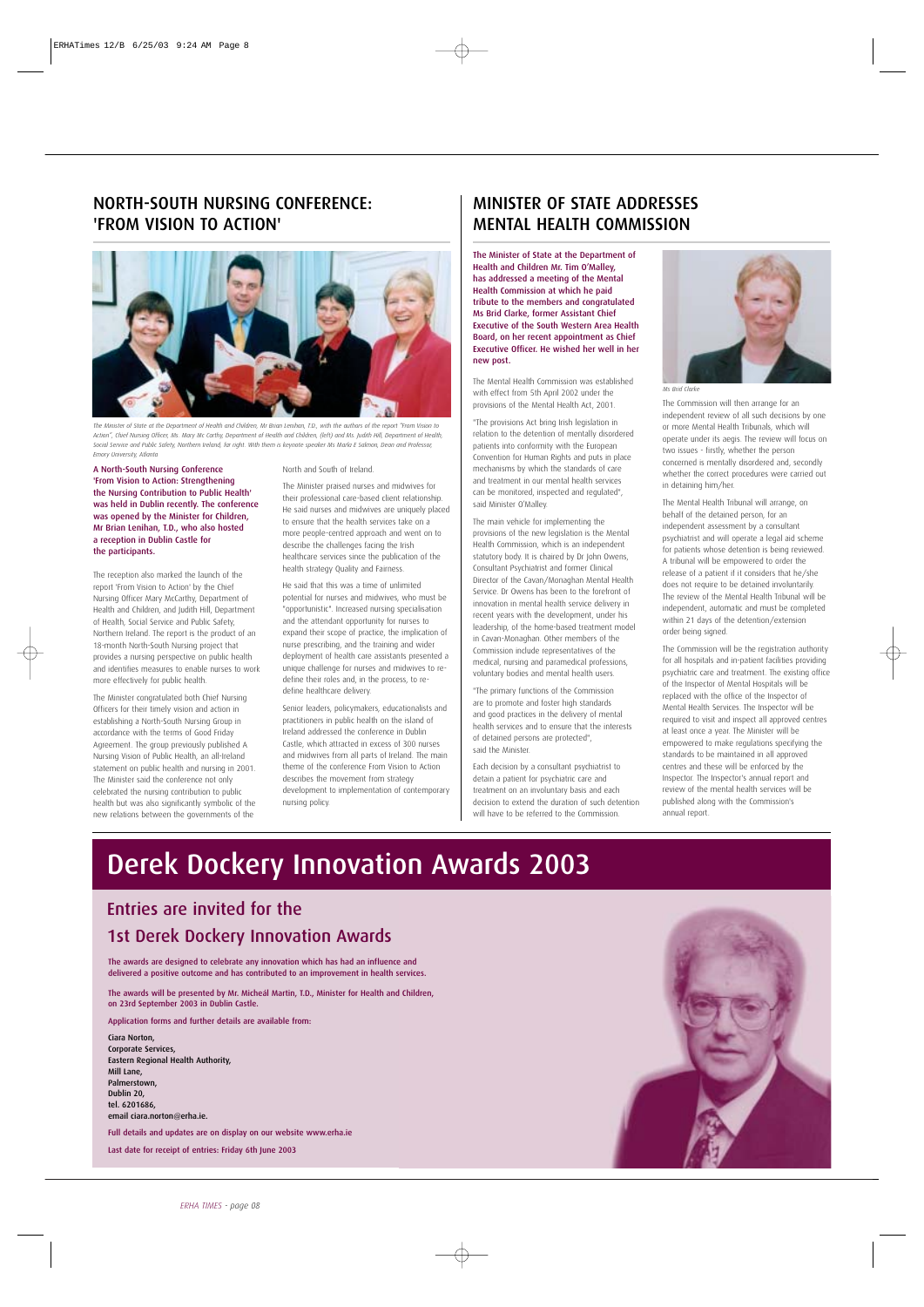## NORTH-SOUTH NURSING CONFERENCE: 'FROM VISION TO ACTION'

*The Minister of State at the Department of Health and Children, Mr Brian Lenihan, T.D., with the authors of the report "From Vision to Action", Chief Nursing Officer, Ms. Mary Mc Carthy, Department of Health and Children, (left) and Ms. Judith Hill, Department of Health, Social Service and Public Safety, Northern Ireland, far right. With them is keynote speaker Ms Marla E Salmon, Dean and Professor, Emory University, Atlanta*

**A North-South Nursing Conference 'From Vision to Action: Strengthening the Nursing Contribution to Public Health' was held in Dublin recently. The conference was opened by the Minister for Children, Mr Brian Lenihan, T.D., who also hosted a reception in Dublin Castle for the participants.**

The reception also marked the launch of the report 'From Vision to Action' by the Chief Nursing Officer Mary McCarthy, Department of Health and Children, and Judith Hill, Department of Health, Social Service and Public Safety, Northern Ireland. The report is the product of an 18-month North-South Nursing project that provides a nursing perspective on public health and identifies measures to enable nurses to work more effectively for public health.

The Minister congratulated both Chief Nursing Officers for their timely vision and action in establishing a North-South Nursing Group in accordance with the terms of Good Friday Agreement. The group previously published A Nursing Vision of Public Health, an all-Ireland statement on public health and nursing in 2001. The Minister said the conference not only celebrated the nursing contribution to public health but was also significantly symbolic of the new relations between the governments of the North and South of Ireland.

The Minister praised nurses and midwives for their professional care-based client relationship. He said nurses and midwives are uniquely placed to ensure that the health services take on a more people-centred approach and went on to describe the challenges facing the Irish healthcare services since the publication of the health strategy Quality and Fairness.

He said that this was a time of unlimited potential for nurses and midwives, who must be "opportunistic". Increased nursing specialisation and the attendant opportunity for nurses to expand their scope of practice, the implication of nurse prescribing, and the training and wider deployment of health care assistants presented a unique challenge for nurses and midwives to re-define their roles and, in the process, to re-define healthcare delivery.

Senior leaders, policymakers, educationalists and practitioners in public health on the island of Ireland addressed the conference in Dublin Castle, which attracted in excess of 300 nurses and midwives from all parts of Ireland. The main theme of the conference From Vision to Action describes the movement from strategy development to implementation of contemporary nursing policy.

## MINISTER OF STATE ADDRESSES MENTAL HEALTH COMMISSION

**The Minister of State at the Department of Health and Children Mr. Tim O'Malley, has addressed a meeting of the Mental Health Commission at which he paid tribute to the members and congratulated Ms Brid Clarke, former Assistant Chief Executive of the South Western Area Health Board, on her recent appointment as Chief Executive Officer. He wished her well in her new post.**

*Ms Brid Clarke*

The Mental Health Commission was established with effect from 5th April 2002 under the provisions of the Mental Health Act, 2001.

"The provisions Act bring Irish legislation in relation to the detention of mentally disordered patients into conformity with the European Convention for Human Rights and puts in place mechanisms by which the standards of care and treatment in our mental health services can be monitored, inspected and regulated", said Minister O'Malley.

The main vehicle for implementing the provisions of the new legislation is the Mental Health Commission, which is an independent statutory body. It is chaired by Dr John Owens, Consultant Psychiatrist and former Clinical Director of the Cavan/Monaghan Mental Health Service. Dr Owens has been to the forefront of innovation in mental health service delivery in recent years with the development, under his leadership, of the home-based treatment model in Cavan-Monaghan. Other members of the Commission include representatives of the medical, nursing and paramedical professions, voluntary bodies and mental health users.

"The primary functions of the Commission are to promote and foster high standards and good practices in the delivery of mental health services and to ensure that the interests of detained persons are protected", said the Minister.

Each decision by a consultant psychiatrist to detain a patient for psychiatric care and treatment on an involuntary basis and each decision to extend the duration of such detention will have to be referred to the Commission.

The Commission will then arrange for an independent review of all such decisions by one or more Mental Health Tribunals, which will operate under its aegis. The review will focus on two issues - firstly, whether the person concerned is mentally disordered and, secondly whether the correct procedures were carried out in detaining him/her.

The Mental Health Tribunal will arrange, on behalf of the detained person, for an independent assessment by a consultant psychiatrist and will operate a legal aid scheme for patients whose detention is being reviewed. A tribunal will be empowered to order the release of a patient if it considers that he/she does not require to be detained involuntarily. The review of the Mental Health Tribunal will be independent, automatic and must be completed within 21 days of the detention/extension order being signed.

The Commission will be the registration authority for all hospitals and in-patient facilities providing psychiatric care and treatment. The existing office of the Inspector of Mental Hospitals will be replaced with the office of the Inspector of Mental Health Services. The Inspector will be required to visit and inspect all approved centres at least once a year. The Minister will be empowered to make regulations specifying the standards to be maintained in all approved centres and these will be enforced by the Inspector. The Inspector's annual report and review of the mental health services will be published along with the Commission's annual report.

# Derek Dockery Innovation Awards 2003

## Entries are invited for the 1st Derek Dockery Innovation Awards

**The awards are designed to celebrate any innovation which has had an influence and delivered a positive outcome and has contributed to an improvement in health services.**

**The awards will be presented by Mr. Micheál Martin, T.D., Minister for Health and Children, on 23rd September 2003 in Dublin Castle.**

**Application forms and further details are available from:**

**Ciara Norton,**
**Corporate Services,**
**Eastern Regional Health Authority,**
**Mill Lane,**
**Palmerstown,**
**Dublin 20,**
**tel. 6201686,**
**email ciara.norton@erha.ie.**

**Full details and updates are on display on our website www.erha.ie**

**Last date for receipt of entries: Friday 6th June 2003**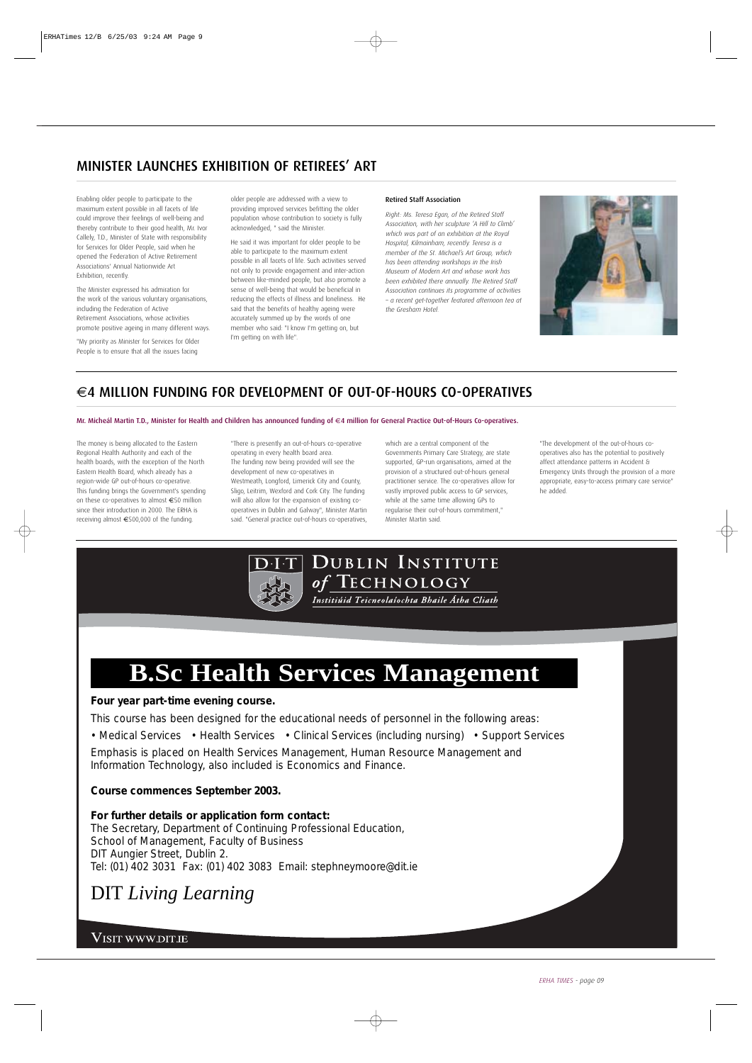## MINISTER LAUNCHES EXHIBITION OF RETIREES' ART

Enabling older people to participate to the maximum extent possible in all facets of life could improve their feelings of well-being and thereby contribute to their good health, Mr. Ivor Callely, T.D., Minister of State with responsibility for Services for Older People, said when he opened the Federation of Active Retirement Associations' Annual Nationwide Art Exhibition, recently.

The Minister expressed his admiration for the work of the various voluntary organisations, including the Federation of Active Retirement Associations, whose activities promote positive ageing in many different ways.

"My priority as Minister for Services for Older People is to ensure that all the issues facing older people are addressed with a view to providing improved services befitting the older population whose contribution to society is fully acknowledged, " said the Minister.

He said it was important for older people to be able to participate to the maximum extent possible in all facets of life. Such activities served not only to provide engagement and inter-action between like-minded people, but also promote a sense of well-being that would be beneficial in reducing the effects of illness and loneliness. He said that the benefits of healthy ageing were accurately summed up by the words of one member who said: "I know I'm getting on, but I'm getting on with life".

### Retired Staff Association

*Right: Ms. Teresa Egan, of the Retired Staff Association, with her sculpture 'A Hill to Climb' which was part of an exhibition at the Royal Hospital, Kilmainham, recently. Teresa is a member of the St. Michael's Art Group, which has been attending workshops in the Irish Museum of Modern Art and whose work has been exhibited there annually. The Retired Staff Association continues its programme of activities – a recent get-together featured afternoon tea at the Gresham Hotel.*

## €4 MILLION FUNDING FOR DEVELOPMENT OF OUT-OF-HOURS CO-OPERATIVES

**Mr. Micheál Martin T.D., Minister for Health and Children has announced funding of €4 million for General Practice Out-of-Hours Co-operatives.**

The money is being allocated to the Eastern Regional Health Authority and each of the health boards, with the exception of the North Eastern Health Board, which already has a region-wide GP out-of-hours co-operative. This funding brings the Government's spending on these co-operatives to almost €50 million since their introduction in 2000. The ERHA is receiving almost €500,000 of the funding.

"There is presently an out-of-hours co-operative operating in every health board area. The funding now being provided will see the development of new co-operatives in Westmeath, Longford, Limerick City and County, Sligo, Leitrim, Wexford and Cork City. The funding will also allow for the expansion of existing co-operatives in Dublin and Galway", Minister Martin said. "General practice out-of-hours co-operatives, which are a central component of the Governments Primary Care Strategy, are state supported, GP-run organisations, aimed at the provision of a structured out-of-hours general practitioner service. The co-operatives allow for vastly improved public access to GP services, while at the same time allowing GPs to regularise their out-of-hours commitment," Minister Martin said.

"The development of the out-of-hours co-operatives also has the potential to positively affect attendance patterns in Accident & Emergency Units through the provision of a more appropriate, easy-to-access primary care service" he added.

---

**DIT DUBLIN INSTITUTE of TECHNOLOGY**
*Institiúid Teicneolaíochta Bhaile Átha Cliath*

# B.Sc Health Services Management

**Four year part-time evening course.**

This course has been designed for the educational needs of personnel in the following areas:

- Medical Services
- Health Services
- Clinical Services (including nursing)
- Support Services

Emphasis is placed on Health Services Management, Human Resource Management and Information Technology, also included is Economics and Finance.

**Course commences September 2003.**

**For further details or application form contact:**
The Secretary, Department of Continuing Professional Education,
School of Management, Faculty of Business
DIT Aungier Street, Dublin 2.
Tel: (01) 402 3031 Fax: (01) 402 3083 Email: stephneymoore@dit.ie

DIT *Living Learning*

VISIT WWW.DIT.IE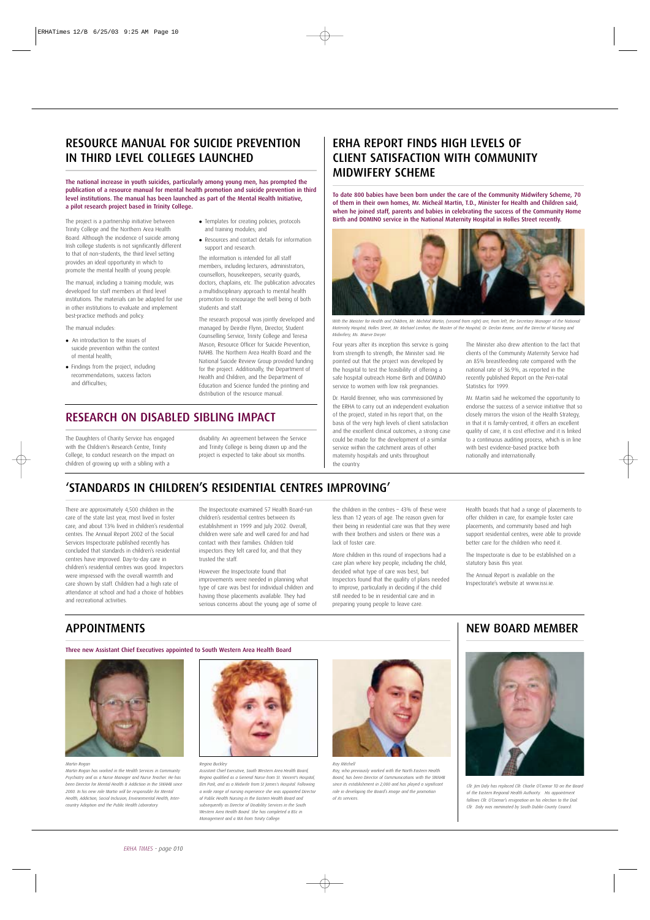## RESOURCE MANUAL FOR SUICIDE PREVENTION IN THIRD LEVEL COLLEGES LAUNCHED

**The national increase in youth suicides, particularly among young men, has prompted the publication of a resource manual for mental health promotion and suicide prevention in third level institutions. The manual has been launched as part of the Mental Health Initiative, a pilot research project based in Trinity College.**

The project is a partnership initiative between Trinity College and the Northern Area Health Board. Although the incidence of suicide among Irish college students is not significantly different to that of non-students, the third level setting provides an ideal opportunity in which to promote the mental health of young people.

The manual, including a training module, was developed for staff members at third level institutions. The materials can be adapted for use in other institutions to evaluate and implement best-practice methods and policy.

The manual includes:

- An introduction to the issues of suicide prevention within the context of mental health;
- Findings from the project, including recommendations, success factors and difficulties;
- Templates for creating policies, protocols and training modules; and
- Resources and contact details for information support and research.

The information is intended for all staff members, including lecturers, administrators, counsellors, housekeepers, security guards, doctors, chaplains, etc. The publication advocates a multidisciplinary approach to mental health promotion to encourage the well being of both students and staff.

The research proposal was jointly developed and managed by Deirdre Flynn, Director, Student Counselling Service, Trinity College and Teresa Mason, Resource Officer for Suicide Prevention, NAHB. The Northern Area Health Board and the National Suicide Review Group provided funding for the project. Additionally, the Department of Health and Children, and the Department of Education and Science funded the printing and distribution of the resource manual.

## RESEARCH ON DISABLED SIBLING IMPACT

The Daughters of Charity Service has engaged with the Children's Research Centre, Trinity College, to conduct research on the impact on children of growing up with a sibling with a disability. An agreement between the Service and Trinity College is being drawn up and the project is expected to take about six months.

## ERHA REPORT FINDS HIGH LEVELS OF CLIENT SATISFACTION WITH COMMUNITY MIDWIFERY SCHEME

**To date 800 babies have been born under the care of the Community Midwifery Scheme, 70 of them in their own homes, Mr. Micheál Martin, T.D., Minister for Health and Children said, when he joined staff, parents and babies in celebrating the success of the Community Home Birth and DOMINO service in the National Maternity Hospital in Holles Street recently.**

*With the Minister for Health and Children, Mr. Micheál Martin, (second from right) are, from left, the Secretary Manager of the National Maternity Hospital, Holles Street, Mr. Michael Lenihan; the Master of the Hospital, Dr. Declan Keane, and the Director of Nursing and Midwifery, Ms. Maeve Dwyer.*

Four years after its inception this service is going from strength to strength, the Minister said. He pointed out that the project was developed by the hospital to test the feasibility of offering a safe hospital outreach Home Birth and DOMINO service to women with low risk pregnancies.

Dr. Harold Brenner, who was commissioned by the ERHA to carry out an independent evaluation of the project, stated in his report that, on the basis of the very high levels of client satisfaction and the excellent clinical outcomes, a strong case could be made for the development of a similar service within the catchment areas of other maternity hospitals and units throughout the country.

The Minister also drew attention to the fact that clients of the Community Maternity Service had an 85% breastfeeding rate compared with the national rate of 36.9%, as reported in the recently published Report on the Peri-natal Statistics for 1999.

Mr. Martin said he welcomed the opportunity to endorse the success of a service initiative that so closely mirrors the vision of the Health Strategy, in that it is family-centred, it offers an excellent quality of care, it is cost effective and it is linked to a continuous auditing process, which is in line with best evidence-based practice both nationally and internationally.

## 'STANDARDS IN CHILDREN'S RESIDENTIAL CENTRES IMPROVING'

There are approximately 4,500 children in the care of the state last year, most lived in foster care, and about 13% lived in children's residential centres. The Annual Report 2002 of the Social Services Inspectorate published recently has concluded that standards in children's residential centres have improved. Day-to-day care in children's residential centres was good. Inspectors were impressed with the overall warmth and care shown by staff. Children had a high rate of attendance at school and had a choice of hobbies and recreational activities.

The Inspectorate examined 57 Health Board-run children's residential centres between its establishment in 1999 and July 2002. Overall, children were safe and well cared for and had contact with their families. Children told inspectors they felt cared for, and that they trusted the staff.

However the Inspectorate found that improvements were needed in planning what type of care was best for individual children and having those placements available. They had serious concerns about the young age of some of the children in the centres – 43% of these were less than 12 years of age. The reason given for their being in residential care was that they were with their brothers and sisters or there was a lack of foster care.

More children in this round of inspections had a care plan where key people, including the child, decided what type of care was best, but Inspectors found that the quality of plans needed to improve, particularly in deciding if the child still needed to be in residential care and in preparing young people to leave care.

Health boards that had a range of placements to offer children in care, for example foster care placements, and community based and high support residential centres, were able to provide better care for the children who need it.

The Inspectorate is due to be established on a statutory basis this year.

The Annual Report is available on the Inspectorate's website at www.issi.ie.

## APPOINTMENTS

**Three new Assistant Chief Executives appointed to South Western Area Health Board**

*Martin Rogan*

*Martin Rogan has worked in the Health Services in Community Psychiatry and as a Nurse Manager and Nurse Teacher. He has been Director for Mental Health & Addiction in the SWAHB since 2000. In his new role Martin will be responsible for Mental Health, Addiction, Social Inclusion, Environmental Health, Inter-country Adoption and the Public Health Laboratory.*

*Regina Buckley*

*Assistant Chief Executive, South Western Area Health Board, Regina qualified as a General Nurse from St. Vincent's Hospital, Elm Park, and as a Midwife from St James's Hospital. Following a wide range of nursing experience she was appointed Director of Public Health Nursing in the Eastern Health Board and subsequently as Director of Disability Services in the South Western Area Health Board. She has completed a BSc in Management and a MA from Trinity College.*

*Ray Mitchell*

*Ray, who previously worked with the North Eastern Health Board, has been Director of Communications with the SWAHB since its establishment in 2,000 and has played a significant role in developing the Board's image and the promotion of its services.*

## NEW BOARD MEMBER

*Cllr. Jim Daly has replaced Cllr. Charlie O'Connor TD on the Board of the Eastern Regional Health Authority. His appointment follows Cllr. O'Connor's resignation on his election to the Dail. Cllr. Daly was nominated by South Dublin County Council.*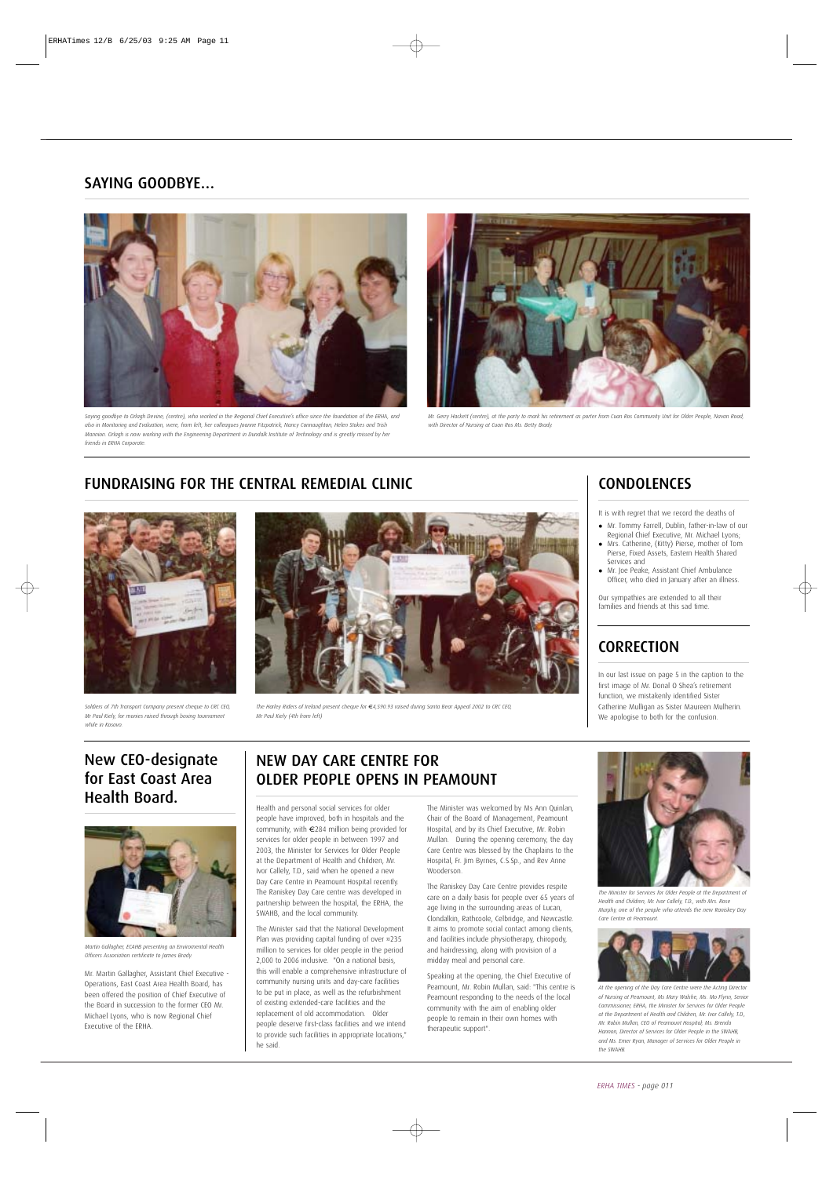## SAYING GOODBYE...

*Saying goodbye to Orlagh Devine, (centre), who worked in the Regional Chief Executive's office since the foundation of the ERHA, and also in Monitoring and Evaluation, were, from left, her colleagues Joanne Fitzpatrick, Nancy Connaughton, Helen Stokes and Trish Mannion. Orlagh is now working with the Engineering Department in Dundalk Institute of Technology and is greatly missed by her friends in ERHA Corporate.*

*Mr. Gerry Hackett (centre), at the party to mark his retirement as porter from Cuan Ros Community Unit for Older People, Navan Road, with Director of Nursing at Cuan Ros Ms. Betty Brady.*

## FUNDRAISING FOR THE CENTRAL REMEDIAL CLINIC

*Soldiers of 7th Transport Company present cheque to CRC CEO, Mr Paul Kiely, for monies raised through boxing tournament while in Kosovo.*

*The Harley Riders of Ireland present cheque for €4,590.93 raised during Santa Bear Appeal 2002 to CRC CEO, Mr Paul Kiely (4th from left)*

## CONDOLENCES

It is with regret that we record the deaths of

- Mr. Tommy Farrell, Dublin, father-in-law of our Regional Chief Executive, Mr. Michael Lyons;
- Mrs. Catherine, (Kitty) Pierse, mother of Tom Pierse, Fixed Assets, Eastern Health Shared Services and
- Mr. Joe Peake, Assistant Chief Ambulance Officer, who died in January after an illness.

Our sympathies are extended to all their families and friends at this sad time.

## CORRECTION

In our last issue on page 5 in the caption to the first image of Mr. Donal O Shea's retirement function, we mistakenly identified Sister Catherine Mulligan as Sister Maureen Mulherin. We apologise to both for the confusion.

## New CEO-designate for East Coast Area Health Board.

*Martin Gallagher, ECAHB presenting an Envieonmental Health Officers Association certificate to James Brady*

Mr. Martin Gallagher, Assistant Chief Executive - Operations, East Coast Area Health Board, has been offered the position of Chief Executive of the Board in succession to the former CEO Mr. Michael Lyons, who is now Regional Chief Executive of the ERHA.

## NEW DAY CARE CENTRE FOR OLDER PEOPLE OPENS IN PEAMOUNT

Health and personal social services for older people have improved, both in hospitals and the community, with €284 million being provided for services for older people in between 1997 and 2003, the Minister for Services for Older People at the Department of Health and Children, Mr. Ivor Callely, T.D., said when he opened a new Day Care Centre in Peamount Hospital recently. The Raniskey Day Care centre was developed in partnership between the hospital, the ERHA, the SWAHB, and the local community.

The Minister said that the National Development Plan was providing capital funding of over ¤235 million to services for older people in the period 2,000 to 2006 inclusive. "On a national basis, this will enable a comprehensive infrastructure of community nursing units and day-care facilities to be put in place, as well as the refurbishment of existing extended-care facilities and the replacement of old accommodation. Older people deserve first-class facilities and we intend to provide such facilities in appropriate locations," he said.

The Minister was welcomed by Ms Ann Quinlan, Chair of the Board of Management, Peamount Hospital, and by its Chief Executive, Mr. Robin Mullan. During the opening ceremony, the day Care Centre was blessed by the Chaplains to the Hospital, Fr. Jim Byrnes, C.S.Sp., and Rev Anne Wooderson.

The Raniskey Day Care Centre provides respite care on a daily basis for people over 65 years of age living in the surrounding areas of Lucan, Clondalkin, Rathcoole, Celbridge, and Newcastle. It aims to promote social contact among clients, and facilities include physiotherapy, chiropody, and hairdressing, along with provision of a midday meal and personal care.

Speaking at the opening, the Chief Executive of Peamount, Mr. Robin Mullan, said: "This centre is Peamount responding to the needs of the local community with the aim of enabling older people to remain in their own homes with therapeutic support".

*The Minister for Services for Older People at the Department of Health and Children, Mr. Ivor Callely, T.D., with Mrs. Rose Murphy, one of the people who attends the new Raniskey Day Care Centre at Peamount.*

*At the opening of the Day Care Centre were the Acting Director of Nursing at Peamount, Ms Mary Walshe, Ms. Mo Flynn, Senior Commissioner, ERHA, the Minister for Services for Older People at the Department of Health and Children, Mr. Ivor Callely, T.D., Mr. Robin Mullan, CEO of Peamount Hospital, Ms. Brenda Hannon, Director of Services for Older People in the SWAHB, and Ms. Emer Ryan, Manager of Services for Older People in the SWAHB.*